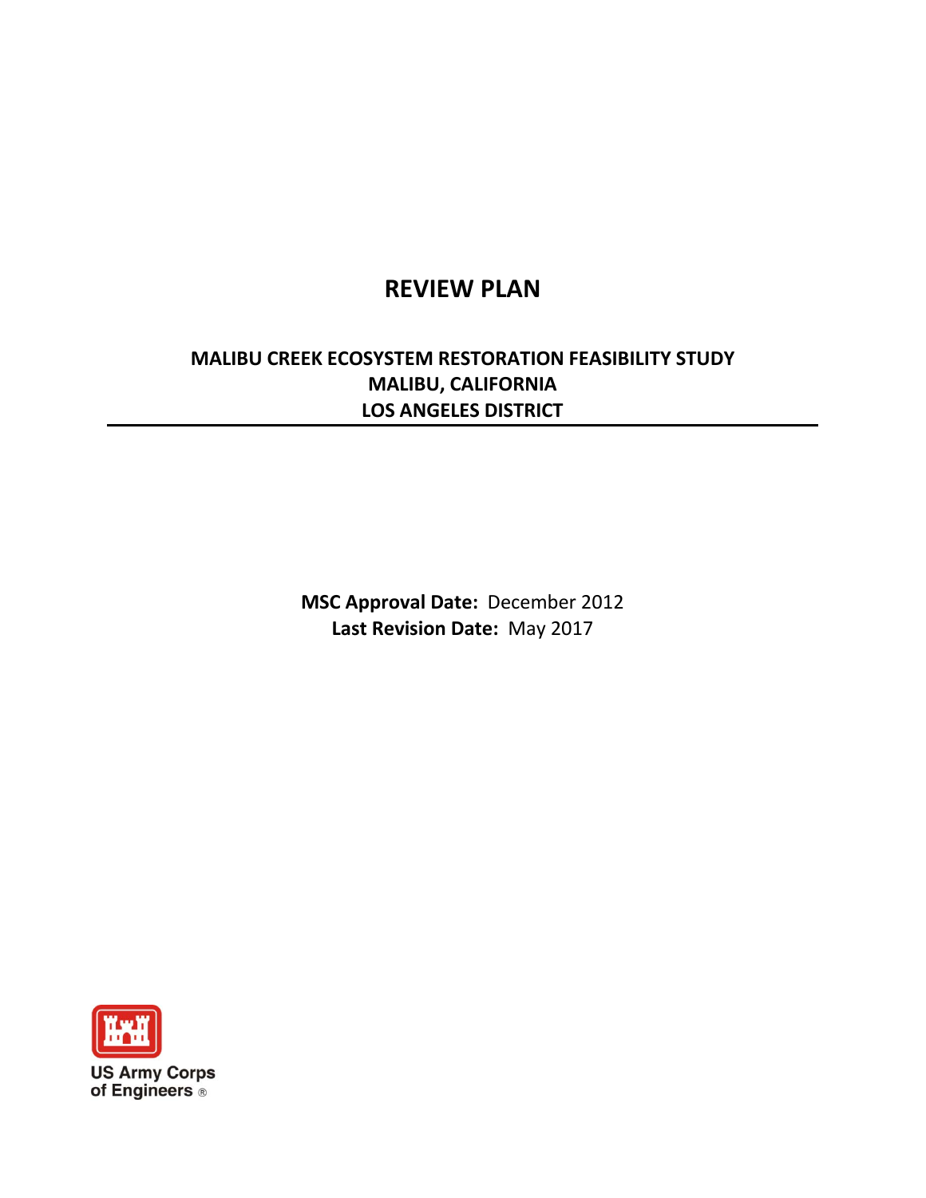# REVIEW PLAN

## MALIBU CREEK ECOSYSTEM RESTORATION FEASIBILITY STUDY
## MALIBU, CALIFORNIA
## LOS ANGELES DISTRICT

---

**MSC Approval Date:** December 2012

**Last Revision Date:** May 2017

US Army Corps of Engineers®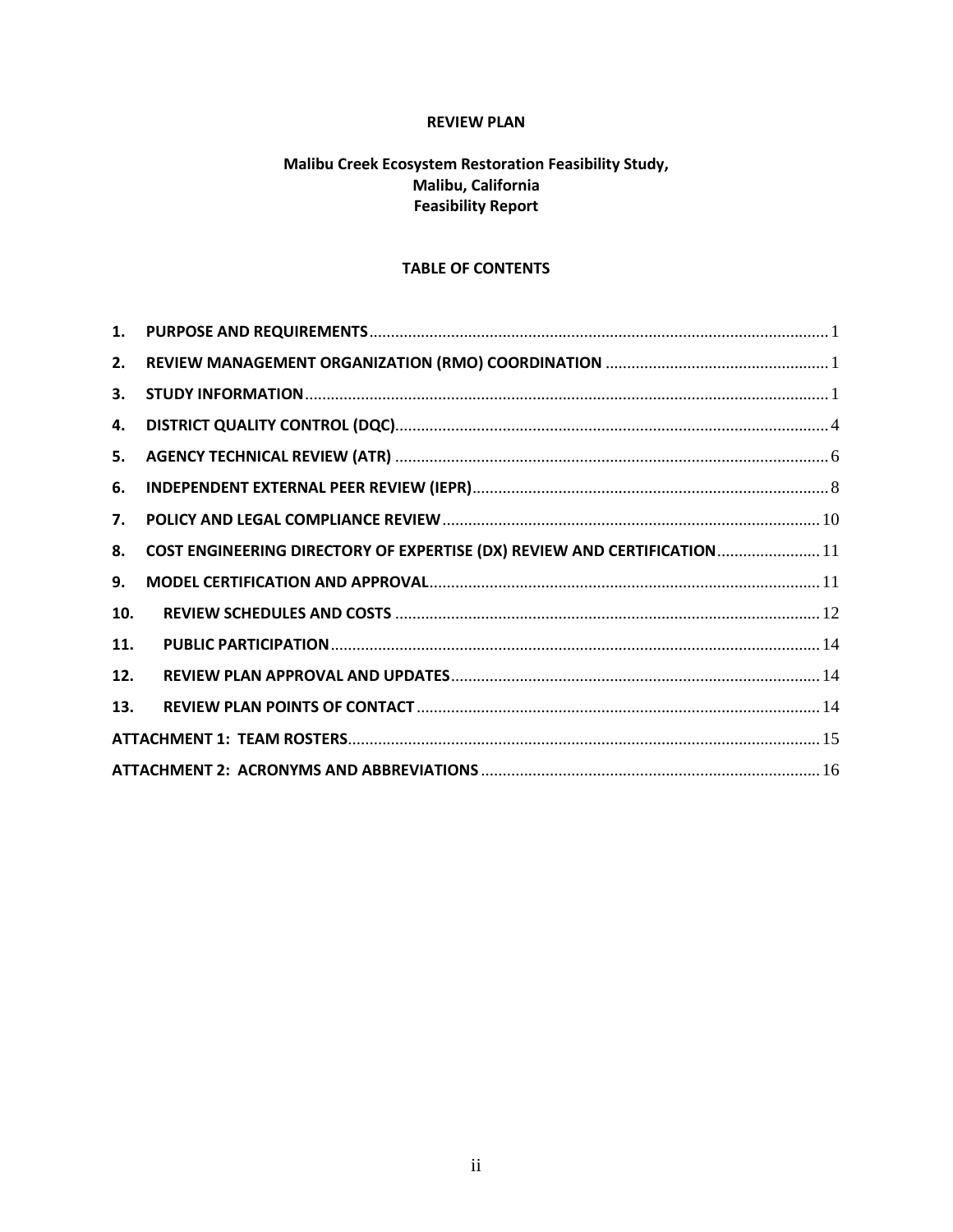**REVIEW PLAN**

**Malibu Creek Ecosystem Restoration Feasibility Study,**
**Malibu, California**
**Feasibility Report**

**TABLE OF CONTENTS**

| | | |
|---|---|---|
| 1. | PURPOSE AND REQUIREMENTS | 1 |
| 2. | REVIEW MANAGEMENT ORGANIZATION (RMO) COORDINATION | 1 |
| 3. | STUDY INFORMATION | 1 |
| 4. | DISTRICT QUALITY CONTROL (DQC) | 4 |
| 5. | AGENCY TECHNICAL REVIEW (ATR) | 6 |
| 6. | INDEPENDENT EXTERNAL PEER REVIEW (IEPR) | 8 |
| 7. | POLICY AND LEGAL COMPLIANCE REVIEW | 10 |
| 8. | COST ENGINEERING DIRECTORY OF EXPERTISE (DX) REVIEW AND CERTIFICATION | 11 |
| 9. | MODEL CERTIFICATION AND APPROVAL | 11 |
| 10. | REVIEW SCHEDULES AND COSTS | 12 |
| 11. | PUBLIC PARTICIPATION | 14 |
| 12. | REVIEW PLAN APPROVAL AND UPDATES | 14 |
| 13. | REVIEW PLAN POINTS OF CONTACT | 14 |
| | ATTACHMENT 1: TEAM ROSTERS | 15 |
| | ATTACHMENT 2: ACRONYMS AND ABBREVIATIONS | 16 |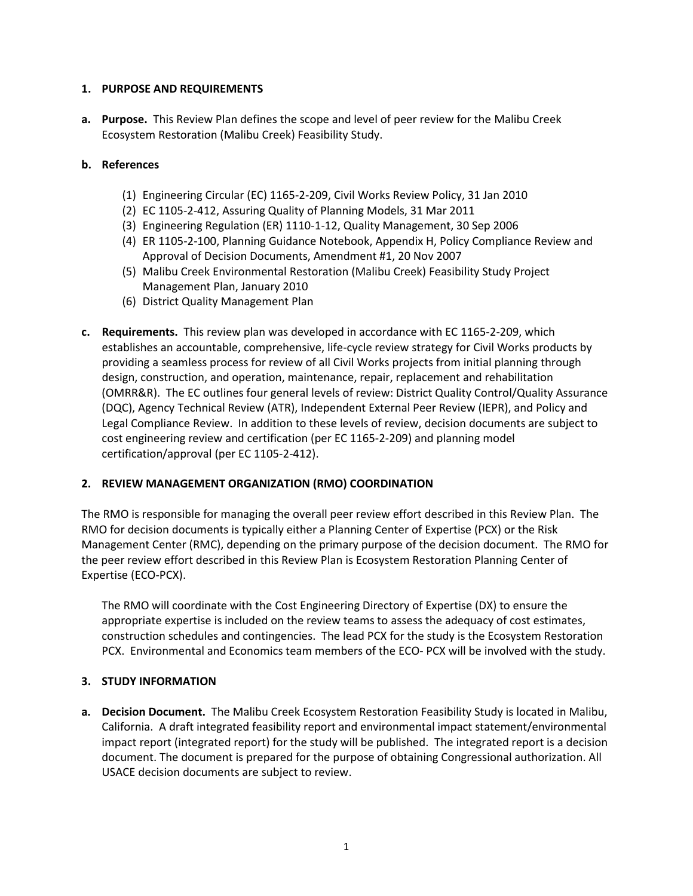## 1. PURPOSE AND REQUIREMENTS

**a. Purpose.** This Review Plan defines the scope and level of peer review for the Malibu Creek Ecosystem Restoration (Malibu Creek) Feasibility Study.

**b. References**

(1) Engineering Circular (EC) 1165-2-209, Civil Works Review Policy, 31 Jan 2010
(2) EC 1105-2-412, Assuring Quality of Planning Models, 31 Mar 2011
(3) Engineering Regulation (ER) 1110-1-12, Quality Management, 30 Sep 2006
(4) ER 1105-2-100, Planning Guidance Notebook, Appendix H, Policy Compliance Review and Approval of Decision Documents, Amendment #1, 20 Nov 2007
(5) Malibu Creek Environmental Restoration (Malibu Creek) Feasibility Study Project Management Plan, January 2010
(6) District Quality Management Plan

**c. Requirements.** This review plan was developed in accordance with EC 1165-2-209, which establishes an accountable, comprehensive, life-cycle review strategy for Civil Works products by providing a seamless process for review of all Civil Works projects from initial planning through design, construction, and operation, maintenance, repair, replacement and rehabilitation (OMRR&R). The EC outlines four general levels of review: District Quality Control/Quality Assurance (DQC), Agency Technical Review (ATR), Independent External Peer Review (IEPR), and Policy and Legal Compliance Review. In addition to these levels of review, decision documents are subject to cost engineering review and certification (per EC 1165-2-209) and planning model certification/approval (per EC 1105-2-412).

## 2. REVIEW MANAGEMENT ORGANIZATION (RMO) COORDINATION

The RMO is responsible for managing the overall peer review effort described in this Review Plan. The RMO for decision documents is typically either a Planning Center of Expertise (PCX) or the Risk Management Center (RMC), depending on the primary purpose of the decision document. The RMO for the peer review effort described in this Review Plan is Ecosystem Restoration Planning Center of Expertise (ECO-PCX).

The RMO will coordinate with the Cost Engineering Directory of Expertise (DX) to ensure the appropriate expertise is included on the review teams to assess the adequacy of cost estimates, construction schedules and contingencies. The lead PCX for the study is the Ecosystem Restoration PCX. Environmental and Economics team members of the ECO- PCX will be involved with the study.

## 3. STUDY INFORMATION

**a. Decision Document.** The Malibu Creek Ecosystem Restoration Feasibility Study is located in Malibu, California. A draft integrated feasibility report and environmental impact statement/environmental impact report (integrated report) for the study will be published. The integrated report is a decision document. The document is prepared for the purpose of obtaining Congressional authorization. All USACE decision documents are subject to review.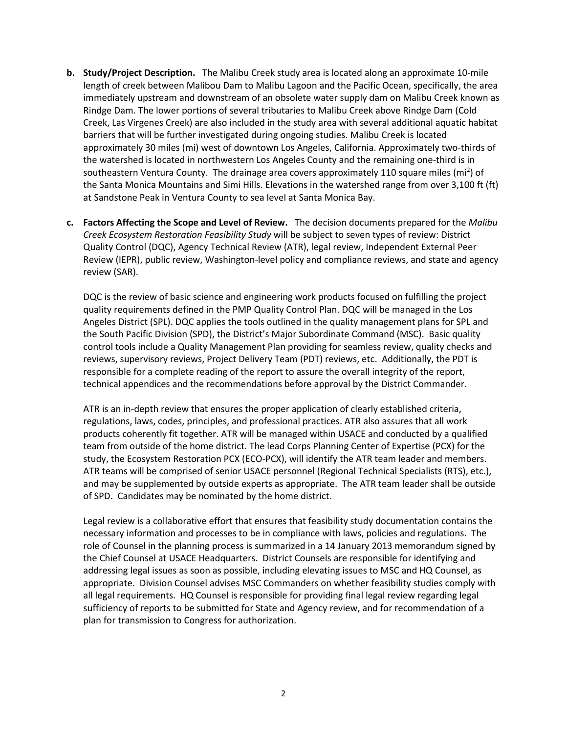**b. Study/Project Description.** The Malibu Creek study area is located along an approximate 10-mile length of creek between Malibou Dam to Malibu Lagoon and the Pacific Ocean, specifically, the area immediately upstream and downstream of an obsolete water supply dam on Malibu Creek known as Rindge Dam. The lower portions of several tributaries to Malibu Creek above Rindge Dam (Cold Creek, Las Virgenes Creek) are also included in the study area with several additional aquatic habitat barriers that will be further investigated during ongoing studies. Malibu Creek is located approximately 30 miles (mi) west of downtown Los Angeles, California. Approximately two-thirds of the watershed is located in northwestern Los Angeles County and the remaining one-third is in southeastern Ventura County. The drainage area covers approximately 110 square miles ($mi^2$) of the Santa Monica Mountains and Simi Hills. Elevations in the watershed range from over 3,100 ft (ft) at Sandstone Peak in Ventura County to sea level at Santa Monica Bay.

**c. Factors Affecting the Scope and Level of Review.** The decision documents prepared for the *Malibu Creek Ecosystem Restoration Feasibility Study* will be subject to seven types of review: District Quality Control (DQC), Agency Technical Review (ATR), legal review, Independent External Peer Review (IEPR), public review, Washington-level policy and compliance reviews, and state and agency review (SAR).

DQC is the review of basic science and engineering work products focused on fulfilling the project quality requirements defined in the PMP Quality Control Plan. DQC will be managed in the Los Angeles District (SPL). DQC applies the tools outlined in the quality management plans for SPL and the South Pacific Division (SPD), the District's Major Subordinate Command (MSC). Basic quality control tools include a Quality Management Plan providing for seamless review, quality checks and reviews, supervisory reviews, Project Delivery Team (PDT) reviews, etc. Additionally, the PDT is responsible for a complete reading of the report to assure the overall integrity of the report, technical appendices and the recommendations before approval by the District Commander.

ATR is an in-depth review that ensures the proper application of clearly established criteria, regulations, laws, codes, principles, and professional practices. ATR also assures that all work products coherently fit together. ATR will be managed within USACE and conducted by a qualified team from outside of the home district. The lead Corps Planning Center of Expertise (PCX) for the study, the Ecosystem Restoration PCX (ECO-PCX), will identify the ATR team leader and members. ATR teams will be comprised of senior USACE personnel (Regional Technical Specialists (RTS), etc.), and may be supplemented by outside experts as appropriate. The ATR team leader shall be outside of SPD. Candidates may be nominated by the home district.

Legal review is a collaborative effort that ensures that feasibility study documentation contains the necessary information and processes to be in compliance with laws, policies and regulations. The role of Counsel in the planning process is summarized in a 14 January 2013 memorandum signed by the Chief Counsel at USACE Headquarters. District Counsels are responsible for identifying and addressing legal issues as soon as possible, including elevating issues to MSC and HQ Counsel, as appropriate. Division Counsel advises MSC Commanders on whether feasibility studies comply with all legal requirements. HQ Counsel is responsible for providing final legal review regarding legal sufficiency of reports to be submitted for State and Agency review, and for recommendation of a plan for transmission to Congress for authorization.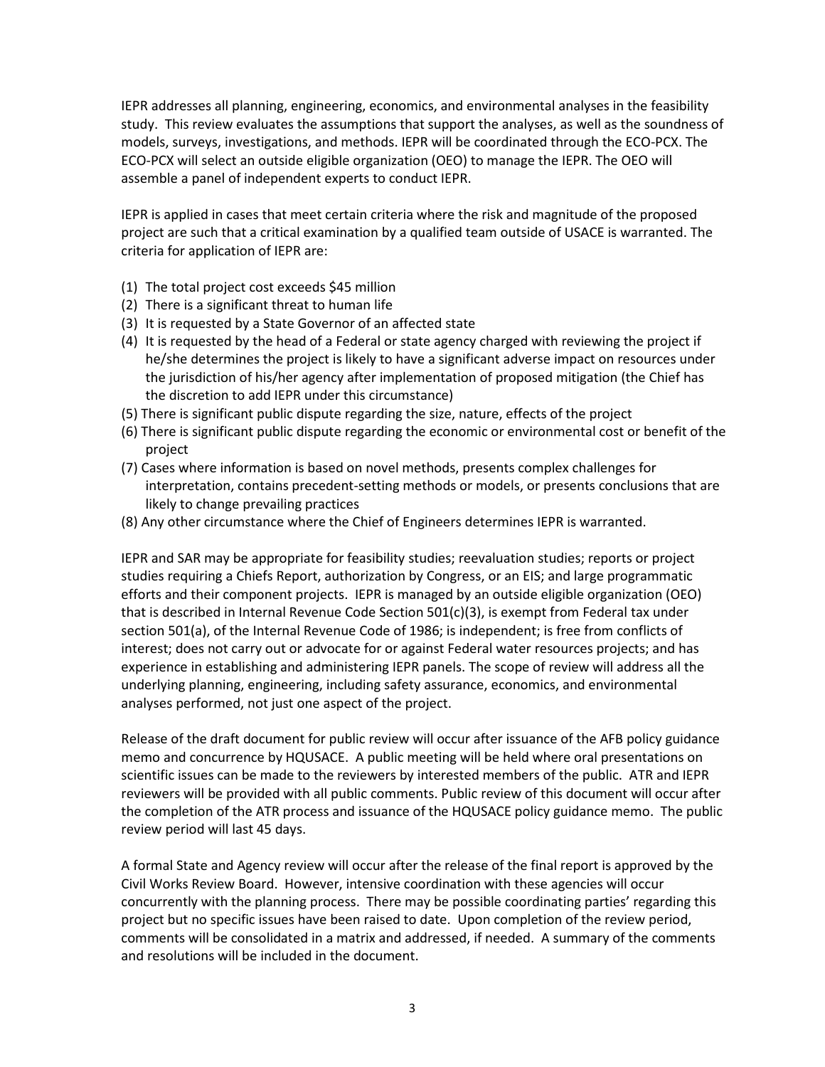IEPR addresses all planning, engineering, economics, and environmental analyses in the feasibility study. This review evaluates the assumptions that support the analyses, as well as the soundness of models, surveys, investigations, and methods. IEPR will be coordinated through the ECO-PCX. The ECO-PCX will select an outside eligible organization (OEO) to manage the IEPR. The OEO will assemble a panel of independent experts to conduct IEPR.

IEPR is applied in cases that meet certain criteria where the risk and magnitude of the proposed project are such that a critical examination by a qualified team outside of USACE is warranted. The criteria for application of IEPR are:

(1) The total project cost exceeds $45 million
(2) There is a significant threat to human life
(3) It is requested by a State Governor of an affected state
(4) It is requested by the head of a Federal or state agency charged with reviewing the project if he/she determines the project is likely to have a significant adverse impact on resources under the jurisdiction of his/her agency after implementation of proposed mitigation (the Chief has the discretion to add IEPR under this circumstance)
(5) There is significant public dispute regarding the size, nature, effects of the project
(6) There is significant public dispute regarding the economic or environmental cost or benefit of the project
(7) Cases where information is based on novel methods, presents complex challenges for interpretation, contains precedent-setting methods or models, or presents conclusions that are likely to change prevailing practices
(8) Any other circumstance where the Chief of Engineers determines IEPR is warranted.

IEPR and SAR may be appropriate for feasibility studies; reevaluation studies; reports or project studies requiring a Chiefs Report, authorization by Congress, or an EIS; and large programmatic efforts and their component projects. IEPR is managed by an outside eligible organization (OEO) that is described in Internal Revenue Code Section 501(c)(3), is exempt from Federal tax under section 501(a), of the Internal Revenue Code of 1986; is independent; is free from conflicts of interest; does not carry out or advocate for or against Federal water resources projects; and has experience in establishing and administering IEPR panels. The scope of review will address all the underlying planning, engineering, including safety assurance, economics, and environmental analyses performed, not just one aspect of the project.

Release of the draft document for public review will occur after issuance of the AFB policy guidance memo and concurrence by HQUSACE. A public meeting will be held where oral presentations on scientific issues can be made to the reviewers by interested members of the public. ATR and IEPR reviewers will be provided with all public comments. Public review of this document will occur after the completion of the ATR process and issuance of the HQUSACE policy guidance memo. The public review period will last 45 days.

A formal State and Agency review will occur after the release of the final report is approved by the Civil Works Review Board. However, intensive coordination with these agencies will occur concurrently with the planning process. There may be possible coordinating parties' regarding this project but no specific issues have been raised to date. Upon completion of the review period, comments will be consolidated in a matrix and addressed, if needed. A summary of the comments and resolutions will be included in the document.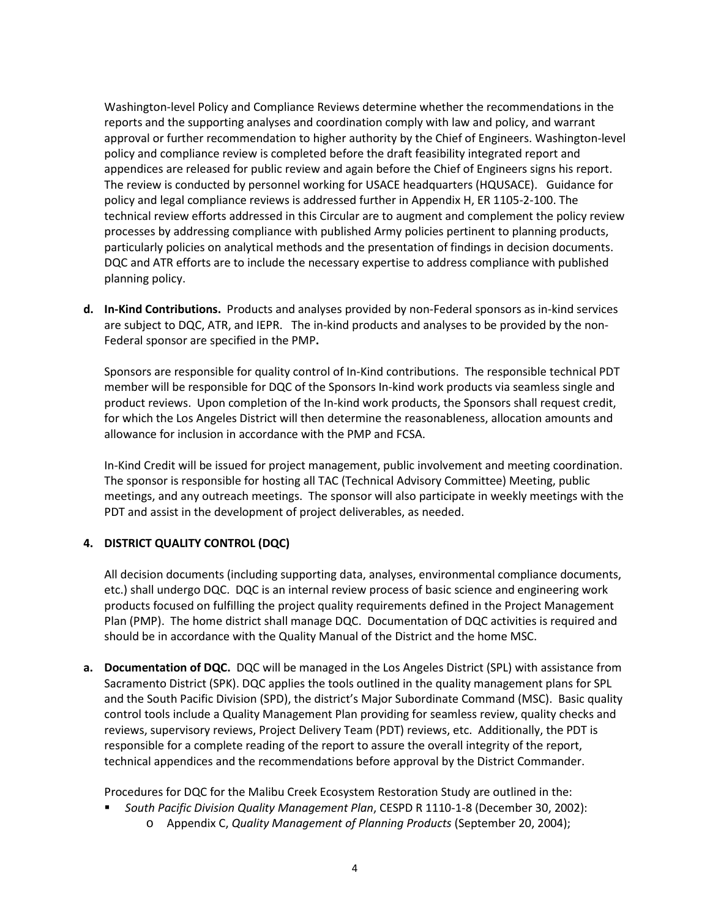Washington-level Policy and Compliance Reviews determine whether the recommendations in the reports and the supporting analyses and coordination comply with law and policy, and warrant approval or further recommendation to higher authority by the Chief of Engineers. Washington-level policy and compliance review is completed before the draft feasibility integrated report and appendices are released for public review and again before the Chief of Engineers signs his report. The review is conducted by personnel working for USACE headquarters (HQUSACE). Guidance for policy and legal compliance reviews is addressed further in Appendix H, ER 1105-2-100. The technical review efforts addressed in this Circular are to augment and complement the policy review processes by addressing compliance with published Army policies pertinent to planning products, particularly policies on analytical methods and the presentation of findings in decision documents. DQC and ATR efforts are to include the necessary expertise to address compliance with published planning policy.

**d. In-Kind Contributions.** Products and analyses provided by non-Federal sponsors as in-kind services are subject to DQC, ATR, and IEPR. The in-kind products and analyses to be provided by the non-Federal sponsor are specified in the PMP**.**

Sponsors are responsible for quality control of In-Kind contributions. The responsible technical PDT member will be responsible for DQC of the Sponsors In-kind work products via seamless single and product reviews. Upon completion of the In-kind work products, the Sponsors shall request credit, for which the Los Angeles District will then determine the reasonableness, allocation amounts and allowance for inclusion in accordance with the PMP and FCSA.

In-Kind Credit will be issued for project management, public involvement and meeting coordination. The sponsor is responsible for hosting all TAC (Technical Advisory Committee) Meeting, public meetings, and any outreach meetings. The sponsor will also participate in weekly meetings with the PDT and assist in the development of project deliverables, as needed.

## 4. DISTRICT QUALITY CONTROL (DQC)

All decision documents (including supporting data, analyses, environmental compliance documents, etc.) shall undergo DQC. DQC is an internal review process of basic science and engineering work products focused on fulfilling the project quality requirements defined in the Project Management Plan (PMP). The home district shall manage DQC. Documentation of DQC activities is required and should be in accordance with the Quality Manual of the District and the home MSC.

**a. Documentation of DQC.** DQC will be managed in the Los Angeles District (SPL) with assistance from Sacramento District (SPK). DQC applies the tools outlined in the quality management plans for SPL and the South Pacific Division (SPD), the district's Major Subordinate Command (MSC). Basic quality control tools include a Quality Management Plan providing for seamless review, quality checks and reviews, supervisory reviews, Project Delivery Team (PDT) reviews, etc. Additionally, the PDT is responsible for a complete reading of the report to assure the overall integrity of the report, technical appendices and the recommendations before approval by the District Commander.

Procedures for DQC for the Malibu Creek Ecosystem Restoration Study are outlined in the:

- *South Pacific Division Quality Management Plan*, CESPD R 1110-1-8 (December 30, 2002):
  - Appendix C, *Quality Management of Planning Products* (September 20, 2004);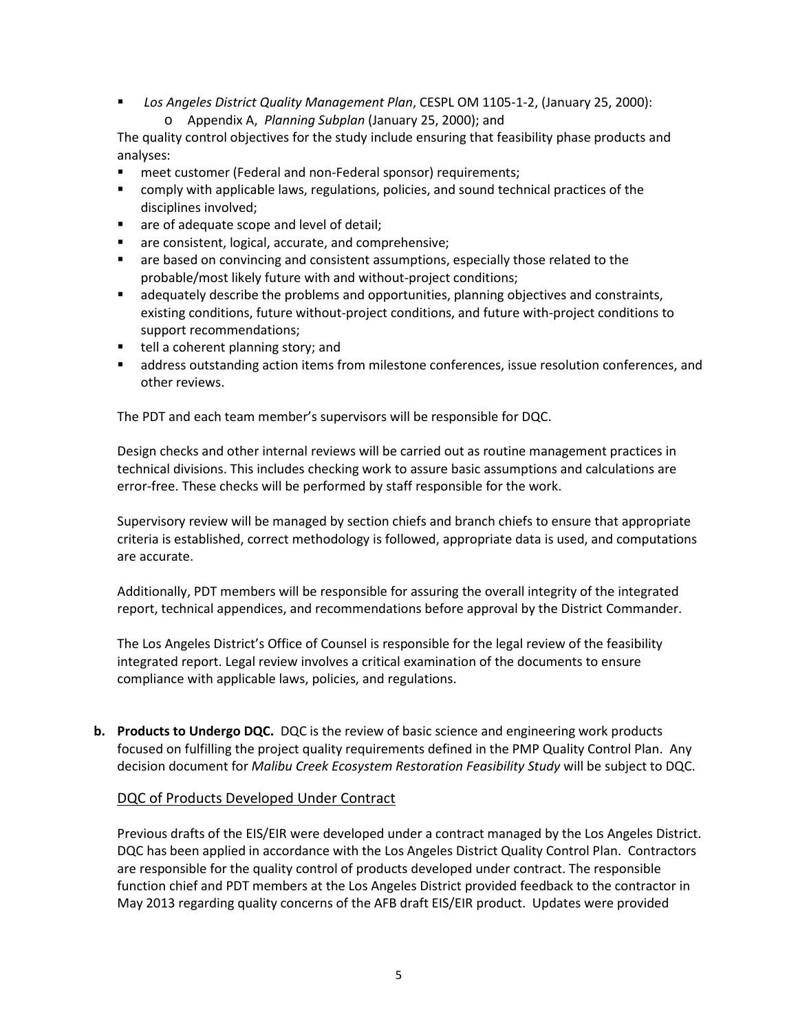- *Los Angeles District Quality Management Plan*, CESPL OM 1105-1-2, (January 25, 2000):
  - Appendix A, *Planning Subplan* (January 25, 2000); and

The quality control objectives for the study include ensuring that feasibility phase products and analyses:

- meet customer (Federal and non-Federal sponsor) requirements;
- comply with applicable laws, regulations, policies, and sound technical practices of the disciplines involved;
- are of adequate scope and level of detail;
- are consistent, logical, accurate, and comprehensive;
- are based on convincing and consistent assumptions, especially those related to the probable/most likely future with and without-project conditions;
- adequately describe the problems and opportunities, planning objectives and constraints, existing conditions, future without-project conditions, and future with-project conditions to support recommendations;
- tell a coherent planning story; and
- address outstanding action items from milestone conferences, issue resolution conferences, and other reviews.

The PDT and each team member's supervisors will be responsible for DQC.

Design checks and other internal reviews will be carried out as routine management practices in technical divisions. This includes checking work to assure basic assumptions and calculations are error-free. These checks will be performed by staff responsible for the work.

Supervisory review will be managed by section chiefs and branch chiefs to ensure that appropriate criteria is established, correct methodology is followed, appropriate data is used, and computations are accurate.

Additionally, PDT members will be responsible for assuring the overall integrity of the integrated report, technical appendices, and recommendations before approval by the District Commander.

The Los Angeles District's Office of Counsel is responsible for the legal review of the feasibility integrated report. Legal review involves a critical examination of the documents to ensure compliance with applicable laws, policies, and regulations.

**b. Products to Undergo DQC.** DQC is the review of basic science and engineering work products focused on fulfilling the project quality requirements defined in the PMP Quality Control Plan. Any decision document for *Malibu Creek Ecosystem Restoration Feasibility Study* will be subject to DQC.

<u>DQC of Products Developed Under Contract</u>

Previous drafts of the EIS/EIR were developed under a contract managed by the Los Angeles District. DQC has been applied in accordance with the Los Angeles District Quality Control Plan. Contractors are responsible for the quality control of products developed under contract. The responsible function chief and PDT members at the Los Angeles District provided feedback to the contractor in May 2013 regarding quality concerns of the AFB draft EIS/EIR product. Updates were provided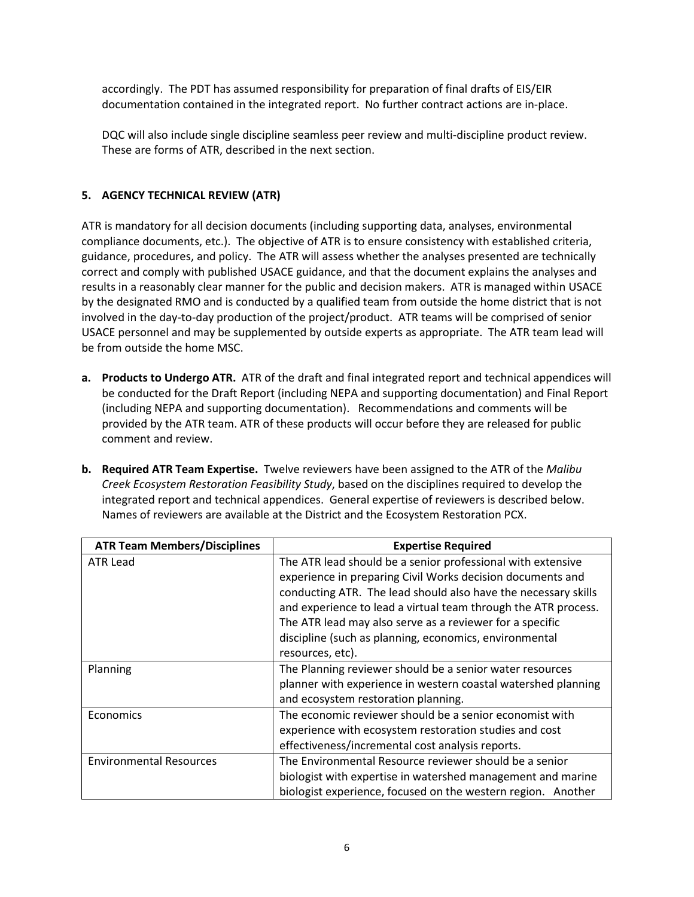accordingly. The PDT has assumed responsibility for preparation of final drafts of EIS/EIR documentation contained in the integrated report. No further contract actions are in-place.

DQC will also include single discipline seamless peer review and multi-discipline product review. These are forms of ATR, described in the next section.

## 5. AGENCY TECHNICAL REVIEW (ATR)

ATR is mandatory for all decision documents (including supporting data, analyses, environmental compliance documents, etc.). The objective of ATR is to ensure consistency with established criteria, guidance, procedures, and policy. The ATR will assess whether the analyses presented are technically correct and comply with published USACE guidance, and that the document explains the analyses and results in a reasonably clear manner for the public and decision makers. ATR is managed within USACE by the designated RMO and is conducted by a qualified team from outside the home district that is not involved in the day-to-day production of the project/product. ATR teams will be comprised of senior USACE personnel and may be supplemented by outside experts as appropriate. The ATR team lead will be from outside the home MSC.

**a. Products to Undergo ATR.** ATR of the draft and final integrated report and technical appendices will be conducted for the Draft Report (including NEPA and supporting documentation) and Final Report (including NEPA and supporting documentation). Recommendations and comments will be provided by the ATR team. ATR of these products will occur before they are released for public comment and review.

**b. Required ATR Team Expertise.** Twelve reviewers have been assigned to the ATR of the *Malibu Creek Ecosystem Restoration Feasibility Study*, based on the disciplines required to develop the integrated report and technical appendices. General expertise of reviewers is described below. Names of reviewers are available at the District and the Ecosystem Restoration PCX.

| ATR Team Members/Disciplines | Expertise Required |
|---|---|
| ATR Lead | The ATR lead should be a senior professional with extensive experience in preparing Civil Works decision documents and conducting ATR. The lead should also have the necessary skills and experience to lead a virtual team through the ATR process. The ATR lead may also serve as a reviewer for a specific discipline (such as planning, economics, environmental resources, etc). |
| Planning | The Planning reviewer should be a senior water resources planner with experience in western coastal watershed planning and ecosystem restoration planning. |
| Economics | The economic reviewer should be a senior economist with experience with ecosystem restoration studies and cost effectiveness/incremental cost analysis reports. |
| Environmental Resources | The Environmental Resource reviewer should be a senior biologist with expertise in watershed management and marine biologist experience, focused on the western region. Another |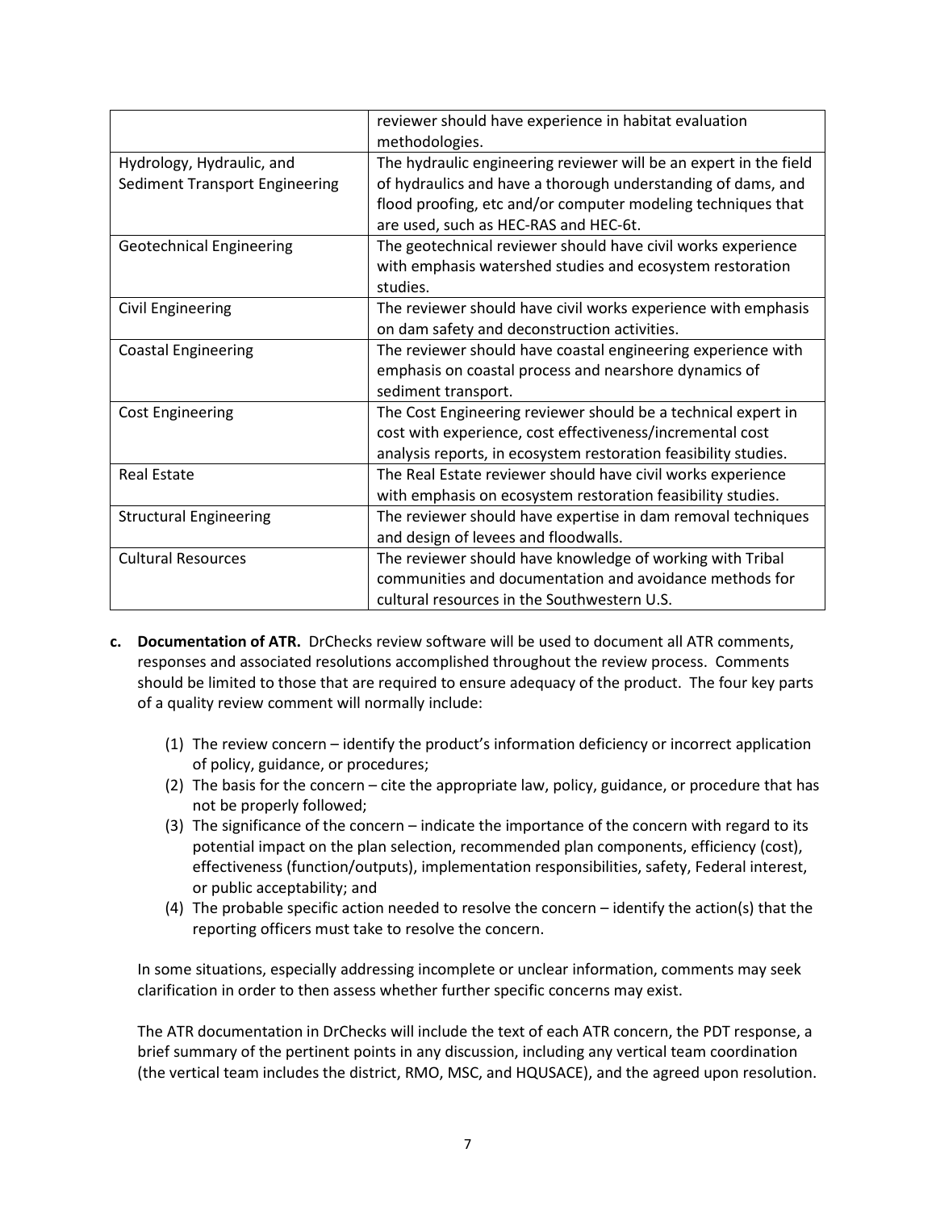| | |
|---|---|
| | reviewer should have experience in habitat evaluation methodologies. |
| Hydrology, Hydraulic, and Sediment Transport Engineering | The hydraulic engineering reviewer will be an expert in the field of hydraulics and have a thorough understanding of dams, and flood proofing, etc and/or computer modeling techniques that are used, such as HEC-RAS and HEC-6t. |
| Geotechnical Engineering | The geotechnical reviewer should have civil works experience with emphasis watershed studies and ecosystem restoration studies. |
| Civil Engineering | The reviewer should have civil works experience with emphasis on dam safety and deconstruction activities. |
| Coastal Engineering | The reviewer should have coastal engineering experience with emphasis on coastal process and nearshore dynamics of sediment transport. |
| Cost Engineering | The Cost Engineering reviewer should be a technical expert in cost with experience, cost effectiveness/incremental cost analysis reports, in ecosystem restoration feasibility studies. |
| Real Estate | The Real Estate reviewer should have civil works experience with emphasis on ecosystem restoration feasibility studies. |
| Structural Engineering | The reviewer should have expertise in dam removal techniques and design of levees and floodwalls. |
| Cultural Resources | The reviewer should have knowledge of working with Tribal communities and documentation and avoidance methods for cultural resources in the Southwestern U.S. |

**c. Documentation of ATR.** DrChecks review software will be used to document all ATR comments, responses and associated resolutions accomplished throughout the review process. Comments should be limited to those that are required to ensure adequacy of the product. The four key parts of a quality review comment will normally include:

(1) The review concern – identify the product's information deficiency or incorrect application of policy, guidance, or procedures;

(2) The basis for the concern – cite the appropriate law, policy, guidance, or procedure that has not be properly followed;

(3) The significance of the concern – indicate the importance of the concern with regard to its potential impact on the plan selection, recommended plan components, efficiency (cost), effectiveness (function/outputs), implementation responsibilities, safety, Federal interest, or public acceptability; and

(4) The probable specific action needed to resolve the concern – identify the action(s) that the reporting officers must take to resolve the concern.

In some situations, especially addressing incomplete or unclear information, comments may seek clarification in order to then assess whether further specific concerns may exist.

The ATR documentation in DrChecks will include the text of each ATR concern, the PDT response, a brief summary of the pertinent points in any discussion, including any vertical team coordination (the vertical team includes the district, RMO, MSC, and HQUSACE), and the agreed upon resolution.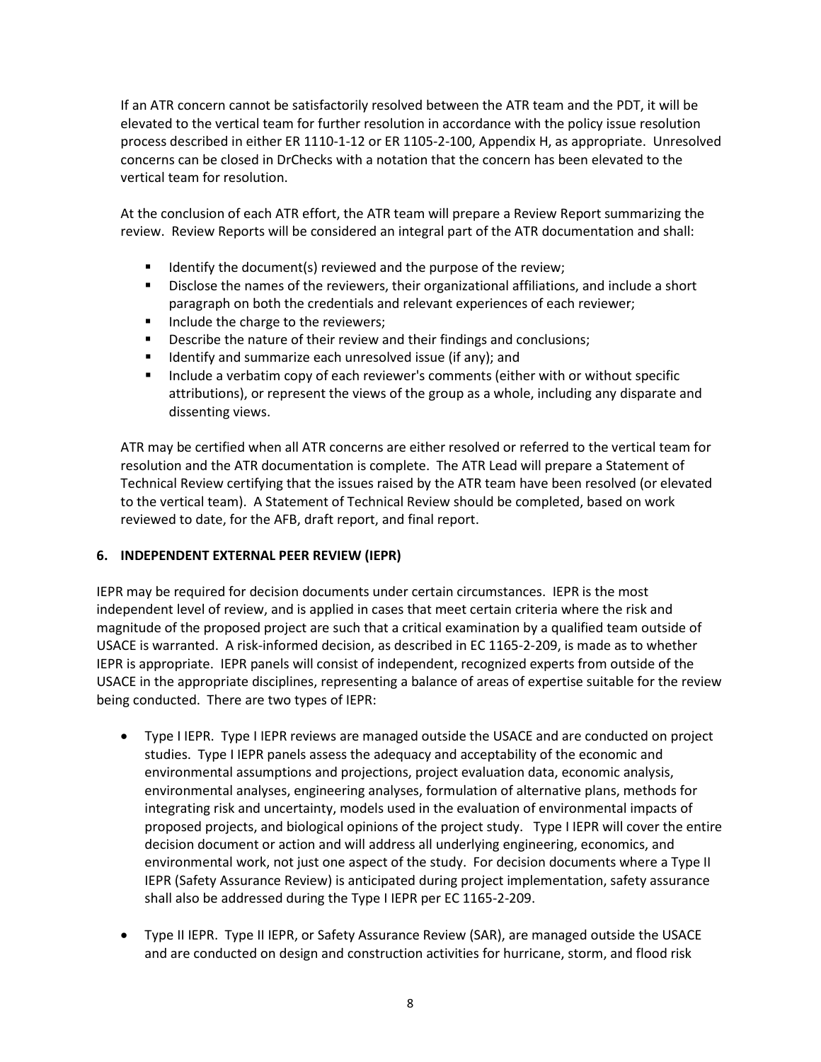If an ATR concern cannot be satisfactorily resolved between the ATR team and the PDT, it will be elevated to the vertical team for further resolution in accordance with the policy issue resolution process described in either ER 1110-1-12 or ER 1105-2-100, Appendix H, as appropriate. Unresolved concerns can be closed in DrChecks with a notation that the concern has been elevated to the vertical team for resolution.

At the conclusion of each ATR effort, the ATR team will prepare a Review Report summarizing the review. Review Reports will be considered an integral part of the ATR documentation and shall:

- Identify the document(s) reviewed and the purpose of the review;
- Disclose the names of the reviewers, their organizational affiliations, and include a short paragraph on both the credentials and relevant experiences of each reviewer;
- Include the charge to the reviewers;
- Describe the nature of their review and their findings and conclusions;
- Identify and summarize each unresolved issue (if any); and
- Include a verbatim copy of each reviewer's comments (either with or without specific attributions), or represent the views of the group as a whole, including any disparate and dissenting views.

ATR may be certified when all ATR concerns are either resolved or referred to the vertical team for resolution and the ATR documentation is complete. The ATR Lead will prepare a Statement of Technical Review certifying that the issues raised by the ATR team have been resolved (or elevated to the vertical team). A Statement of Technical Review should be completed, based on work reviewed to date, for the AFB, draft report, and final report.

## 6. INDEPENDENT EXTERNAL PEER REVIEW (IEPR)

IEPR may be required for decision documents under certain circumstances. IEPR is the most independent level of review, and is applied in cases that meet certain criteria where the risk and magnitude of the proposed project are such that a critical examination by a qualified team outside of USACE is warranted. A risk-informed decision, as described in EC 1165-2-209, is made as to whether IEPR is appropriate. IEPR panels will consist of independent, recognized experts from outside of the USACE in the appropriate disciplines, representing a balance of areas of expertise suitable for the review being conducted. There are two types of IEPR:

- Type I IEPR. Type I IEPR reviews are managed outside the USACE and are conducted on project studies. Type I IEPR panels assess the adequacy and acceptability of the economic and environmental assumptions and projections, project evaluation data, economic analysis, environmental analyses, engineering analyses, formulation of alternative plans, methods for integrating risk and uncertainty, models used in the evaluation of environmental impacts of proposed projects, and biological opinions of the project study. Type I IEPR will cover the entire decision document or action and will address all underlying engineering, economics, and environmental work, not just one aspect of the study. For decision documents where a Type II IEPR (Safety Assurance Review) is anticipated during project implementation, safety assurance shall also be addressed during the Type I IEPR per EC 1165-2-209.

- Type II IEPR. Type II IEPR, or Safety Assurance Review (SAR), are managed outside the USACE and are conducted on design and construction activities for hurricane, storm, and flood risk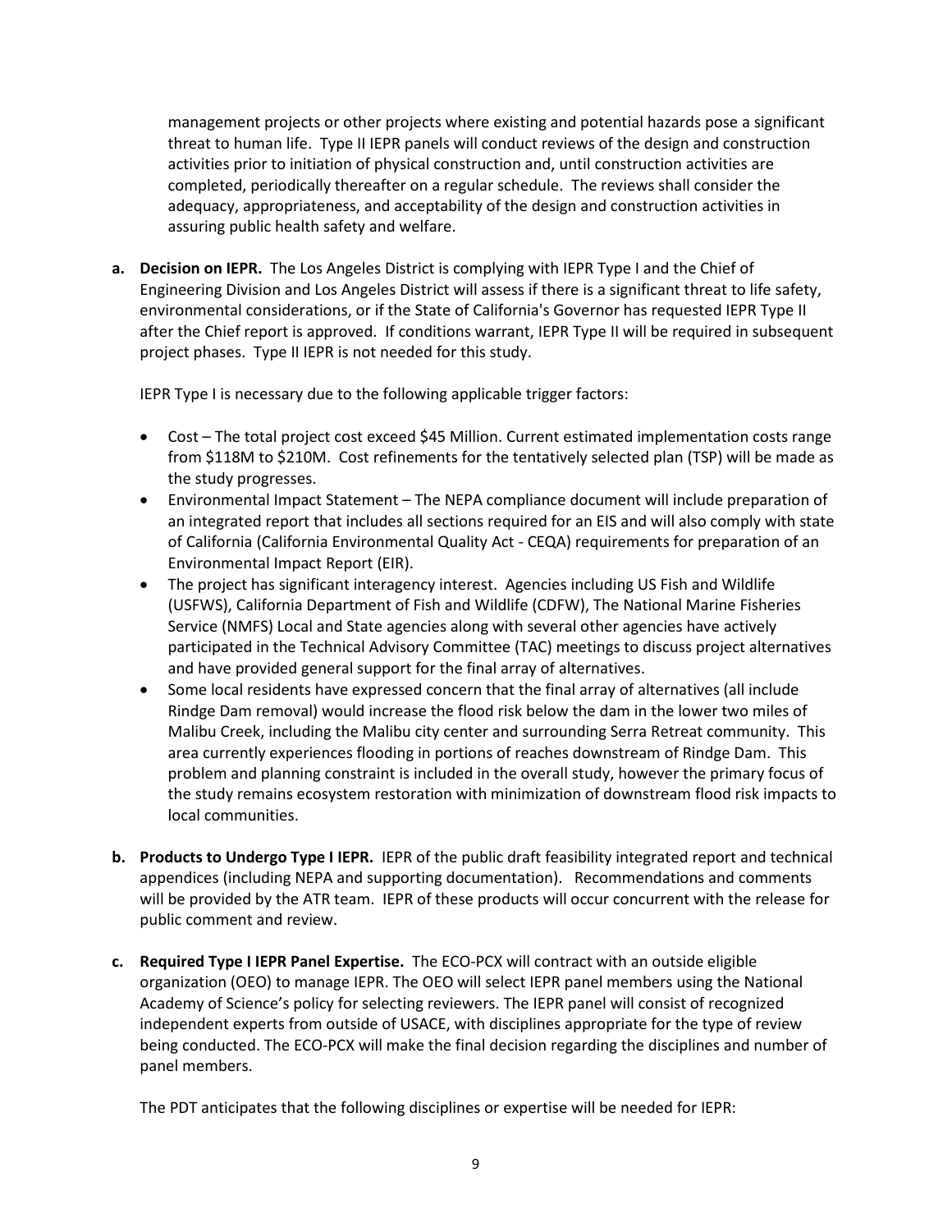management projects or other projects where existing and potential hazards pose a significant threat to human life. Type II IEPR panels will conduct reviews of the design and construction activities prior to initiation of physical construction and, until construction activities are completed, periodically thereafter on a regular schedule. The reviews shall consider the adequacy, appropriateness, and acceptability of the design and construction activities in assuring public health safety and welfare.

**a. Decision on IEPR.** The Los Angeles District is complying with IEPR Type I and the Chief of Engineering Division and Los Angeles District will assess if there is a significant threat to life safety, environmental considerations, or if the State of California's Governor has requested IEPR Type II after the Chief report is approved. If conditions warrant, IEPR Type II will be required in subsequent project phases. Type II IEPR is not needed for this study.

IEPR Type I is necessary due to the following applicable trigger factors:

- Cost – The total project cost exceed $45 Million. Current estimated implementation costs range from $118M to $210M. Cost refinements for the tentatively selected plan (TSP) will be made as the study progresses.
- Environmental Impact Statement – The NEPA compliance document will include preparation of an integrated report that includes all sections required for an EIS and will also comply with state of California (California Environmental Quality Act - CEQA) requirements for preparation of an Environmental Impact Report (EIR).
- The project has significant interagency interest. Agencies including US Fish and Wildlife (USFWS), California Department of Fish and Wildlife (CDFW), The National Marine Fisheries Service (NMFS) Local and State agencies along with several other agencies have actively participated in the Technical Advisory Committee (TAC) meetings to discuss project alternatives and have provided general support for the final array of alternatives.
- Some local residents have expressed concern that the final array of alternatives (all include Rindge Dam removal) would increase the flood risk below the dam in the lower two miles of Malibu Creek, including the Malibu city center and surrounding Serra Retreat community. This area currently experiences flooding in portions of reaches downstream of Rindge Dam. This problem and planning constraint is included in the overall study, however the primary focus of the study remains ecosystem restoration with minimization of downstream flood risk impacts to local communities.

**b. Products to Undergo Type I IEPR.** IEPR of the public draft feasibility integrated report and technical appendices (including NEPA and supporting documentation). Recommendations and comments will be provided by the ATR team. IEPR of these products will occur concurrent with the release for public comment and review.

**c. Required Type I IEPR Panel Expertise.** The ECO-PCX will contract with an outside eligible organization (OEO) to manage IEPR. The OEO will select IEPR panel members using the National Academy of Science's policy for selecting reviewers. The IEPR panel will consist of recognized independent experts from outside of USACE, with disciplines appropriate for the type of review being conducted. The ECO-PCX will make the final decision regarding the disciplines and number of panel members.

The PDT anticipates that the following disciplines or expertise will be needed for IEPR: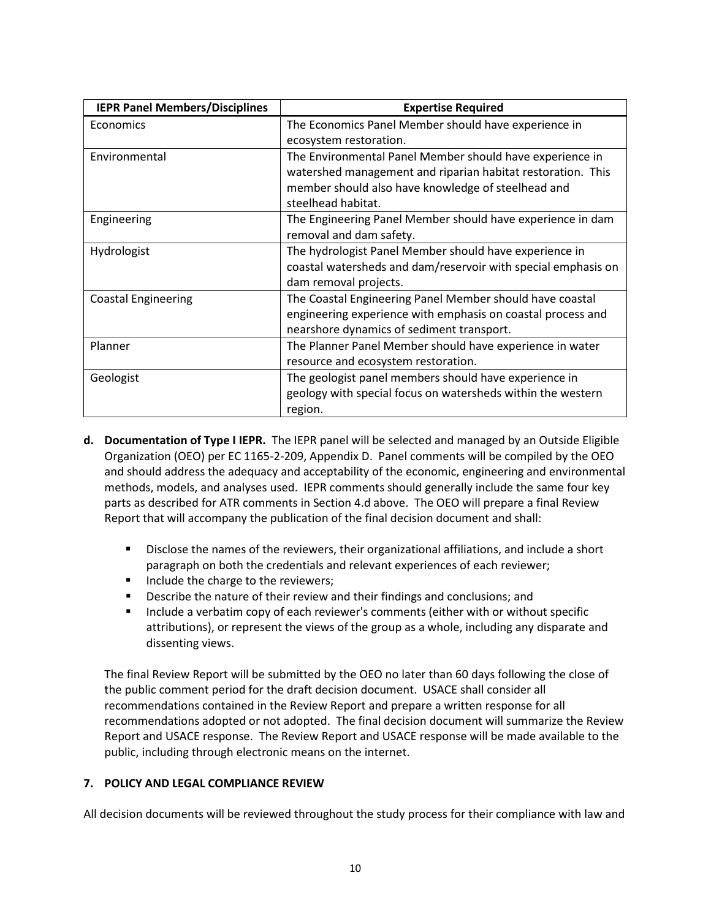| IEPR Panel Members/Disciplines | Expertise Required |
|---|---|
| Economics | The Economics Panel Member should have experience in ecosystem restoration. |
| Environmental | The Environmental Panel Member should have experience in watershed management and riparian habitat restoration. This member should also have knowledge of steelhead and steelhead habitat. |
| Engineering | The Engineering Panel Member should have experience in dam removal and dam safety. |
| Hydrologist | The hydrologist Panel Member should have experience in coastal watersheds and dam/reservoir with special emphasis on dam removal projects. |
| Coastal Engineering | The Coastal Engineering Panel Member should have coastal engineering experience with emphasis on coastal process and nearshore dynamics of sediment transport. |
| Planner | The Planner Panel Member should have experience in water resource and ecosystem restoration. |
| Geologist | The geologist panel members should have experience in geology with special focus on watersheds within the western region. |

**d. Documentation of Type I IEPR.** The IEPR panel will be selected and managed by an Outside Eligible Organization (OEO) per EC 1165-2-209, Appendix D. Panel comments will be compiled by the OEO and should address the adequacy and acceptability of the economic, engineering and environmental methods, models, and analyses used. IEPR comments should generally include the same four key parts as described for ATR comments in Section 4.d above. The OEO will prepare a final Review Report that will accompany the publication of the final decision document and shall:

- Disclose the names of the reviewers, their organizational affiliations, and include a short paragraph on both the credentials and relevant experiences of each reviewer;
- Include the charge to the reviewers;
- Describe the nature of their review and their findings and conclusions; and
- Include a verbatim copy of each reviewer's comments (either with or without specific attributions), or represent the views of the group as a whole, including any disparate and dissenting views.

The final Review Report will be submitted by the OEO no later than 60 days following the close of the public comment period for the draft decision document. USACE shall consider all recommendations contained in the Review Report and prepare a written response for all recommendations adopted or not adopted. The final decision document will summarize the Review Report and USACE response. The Review Report and USACE response will be made available to the public, including through electronic means on the internet.

## 7. POLICY AND LEGAL COMPLIANCE REVIEW

All decision documents will be reviewed throughout the study process for their compliance with law and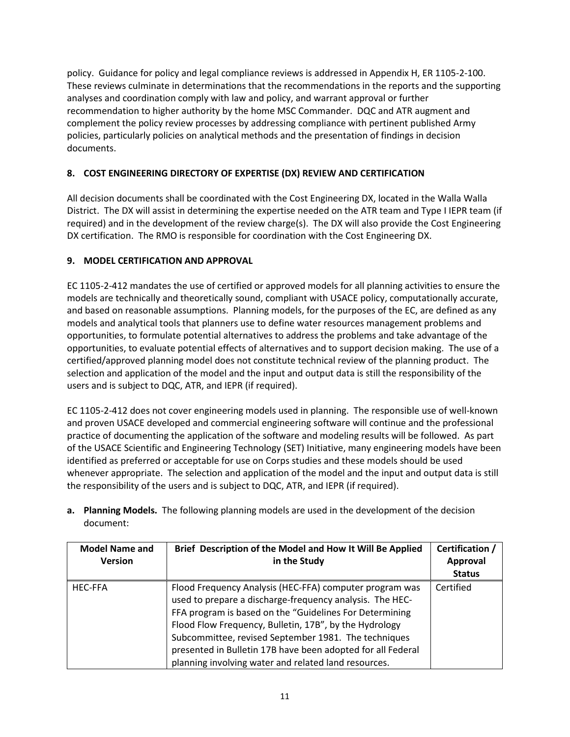policy. Guidance for policy and legal compliance reviews is addressed in Appendix H, ER 1105-2-100. These reviews culminate in determinations that the recommendations in the reports and the supporting analyses and coordination comply with law and policy, and warrant approval or further recommendation to higher authority by the home MSC Commander. DQC and ATR augment and complement the policy review processes by addressing compliance with pertinent published Army policies, particularly policies on analytical methods and the presentation of findings in decision documents.

## 8. COST ENGINEERING DIRECTORY OF EXPERTISE (DX) REVIEW AND CERTIFICATION

All decision documents shall be coordinated with the Cost Engineering DX, located in the Walla Walla District. The DX will assist in determining the expertise needed on the ATR team and Type I IEPR team (if required) and in the development of the review charge(s). The DX will also provide the Cost Engineering DX certification. The RMO is responsible for coordination with the Cost Engineering DX.

## 9. MODEL CERTIFICATION AND APPROVAL

EC 1105-2-412 mandates the use of certified or approved models for all planning activities to ensure the models are technically and theoretically sound, compliant with USACE policy, computationally accurate, and based on reasonable assumptions. Planning models, for the purposes of the EC, are defined as any models and analytical tools that planners use to define water resources management problems and opportunities, to formulate potential alternatives to address the problems and take advantage of the opportunities, to evaluate potential effects of alternatives and to support decision making. The use of a certified/approved planning model does not constitute technical review of the planning product. The selection and application of the model and the input and output data is still the responsibility of the users and is subject to DQC, ATR, and IEPR (if required).

EC 1105-2-412 does not cover engineering models used in planning. The responsible use of well-known and proven USACE developed and commercial engineering software will continue and the professional practice of documenting the application of the software and modeling results will be followed. As part of the USACE Scientific and Engineering Technology (SET) Initiative, many engineering models have been identified as preferred or acceptable for use on Corps studies and these models should be used whenever appropriate. The selection and application of the model and the input and output data is still the responsibility of the users and is subject to DQC, ATR, and IEPR (if required).

**a. Planning Models.** The following planning models are used in the development of the decision document:

| Model Name and Version | Brief Description of the Model and How It Will Be Applied in the Study | Certification / Approval Status |
|---|---|---|
| HEC-FFA | Flood Frequency Analysis (HEC-FFA) computer program was used to prepare a discharge-frequency analysis. The HEC-FFA program is based on the "Guidelines For Determining Flood Flow Frequency, Bulletin, 17B", by the Hydrology Subcommittee, revised September 1981. The techniques presented in Bulletin 17B have been adopted for all Federal planning involving water and related land resources. | Certified |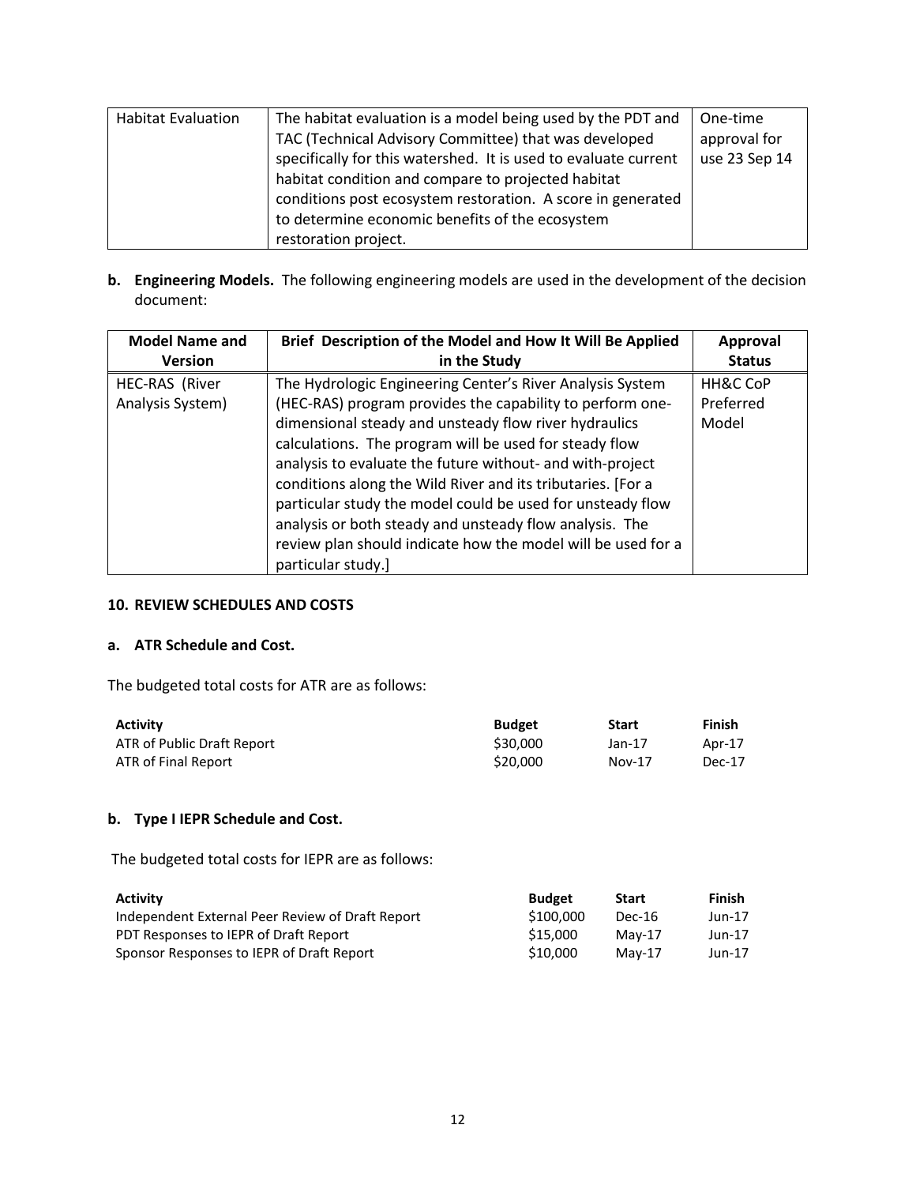| | | |
|---|---|---|
| Habitat Evaluation | The habitat evaluation is a model being used by the PDT and TAC (Technical Advisory Committee) that was developed specifically for this watershed. It is used to evaluate current habitat condition and compare to projected habitat conditions post ecosystem restoration. A score in generated to determine economic benefits of the ecosystem restoration project. | One-time approval for use 23 Sep 14 |

**b. Engineering Models.** The following engineering models are used in the development of the decision document:

| Model Name and Version | Brief Description of the Model and How It Will Be Applied in the Study | Approval Status |
|---|---|---|
| HEC-RAS (River Analysis System) | The Hydrologic Engineering Center's River Analysis System (HEC-RAS) program provides the capability to perform one-dimensional steady and unsteady flow river hydraulics calculations. The program will be used for steady flow analysis to evaluate the future without- and with-project conditions along the Wild River and its tributaries. [For a particular study the model could be used for unsteady flow analysis or both steady and unsteady flow analysis. The review plan should indicate how the model will be used for a particular study.] | HH&C CoP Preferred Model |

**10. REVIEW SCHEDULES AND COSTS**

**a. ATR Schedule and Cost.**

The budgeted total costs for ATR are as follows:

| Activity | Budget | Start | Finish |
|---|---|---|---|
| ATR of Public Draft Report | $30,000 | Jan-17 | Apr-17 |
| ATR of Final Report | $20,000 | Nov-17 | Dec-17 |

**b. Type I IEPR Schedule and Cost.**

The budgeted total costs for IEPR are as follows:

| Activity | Budget | Start | Finish |
|---|---|---|---|
| Independent External Peer Review of Draft Report | $100,000 | Dec-16 | Jun-17 |
| PDT Responses to IEPR of Draft Report | $15,000 | May-17 | Jun-17 |
| Sponsor Responses to IEPR of Draft Report | $10,000 | May-17 | Jun-17 |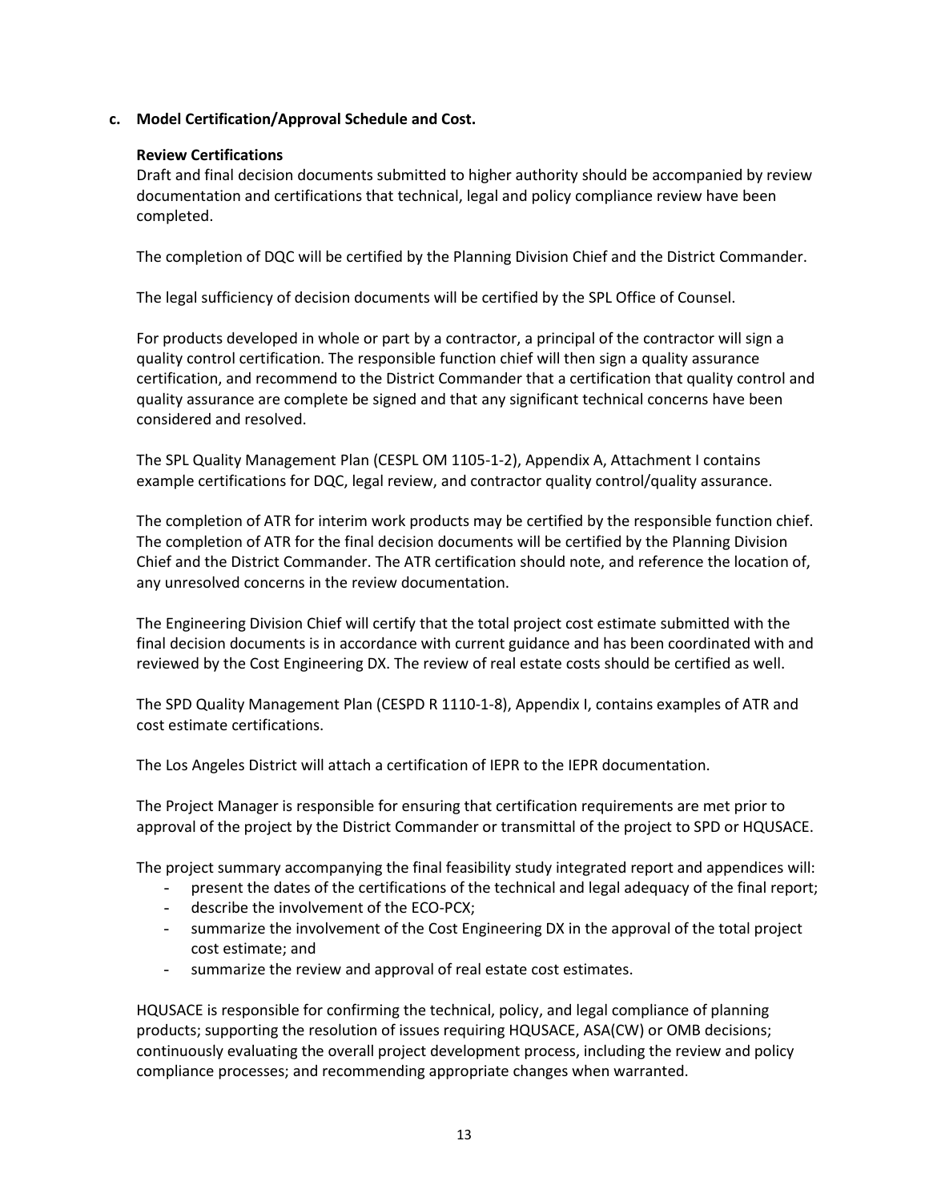**c. Model Certification/Approval Schedule and Cost.**

**Review Certifications**

Draft and final decision documents submitted to higher authority should be accompanied by review documentation and certifications that technical, legal and policy compliance review have been completed.

The completion of DQC will be certified by the Planning Division Chief and the District Commander.

The legal sufficiency of decision documents will be certified by the SPL Office of Counsel.

For products developed in whole or part by a contractor, a principal of the contractor will sign a quality control certification. The responsible function chief will then sign a quality assurance certification, and recommend to the District Commander that a certification that quality control and quality assurance are complete be signed and that any significant technical concerns have been considered and resolved.

The SPL Quality Management Plan (CESPL OM 1105-1-2), Appendix A, Attachment I contains example certifications for DQC, legal review, and contractor quality control/quality assurance.

The completion of ATR for interim work products may be certified by the responsible function chief. The completion of ATR for the final decision documents will be certified by the Planning Division Chief and the District Commander. The ATR certification should note, and reference the location of, any unresolved concerns in the review documentation.

The Engineering Division Chief will certify that the total project cost estimate submitted with the final decision documents is in accordance with current guidance and has been coordinated with and reviewed by the Cost Engineering DX. The review of real estate costs should be certified as well.

The SPD Quality Management Plan (CESPD R 1110-1-8), Appendix I, contains examples of ATR and cost estimate certifications.

The Los Angeles District will attach a certification of IEPR to the IEPR documentation.

The Project Manager is responsible for ensuring that certification requirements are met prior to approval of the project by the District Commander or transmittal of the project to SPD or HQUSACE.

The project summary accompanying the final feasibility study integrated report and appendices will:

- present the dates of the certifications of the technical and legal adequacy of the final report;
- describe the involvement of the ECO-PCX;
- summarize the involvement of the Cost Engineering DX in the approval of the total project cost estimate; and
- summarize the review and approval of real estate cost estimates.

HQUSACE is responsible for confirming the technical, policy, and legal compliance of planning products; supporting the resolution of issues requiring HQUSACE, ASA(CW) or OMB decisions; continuously evaluating the overall project development process, including the review and policy compliance processes; and recommending appropriate changes when warranted.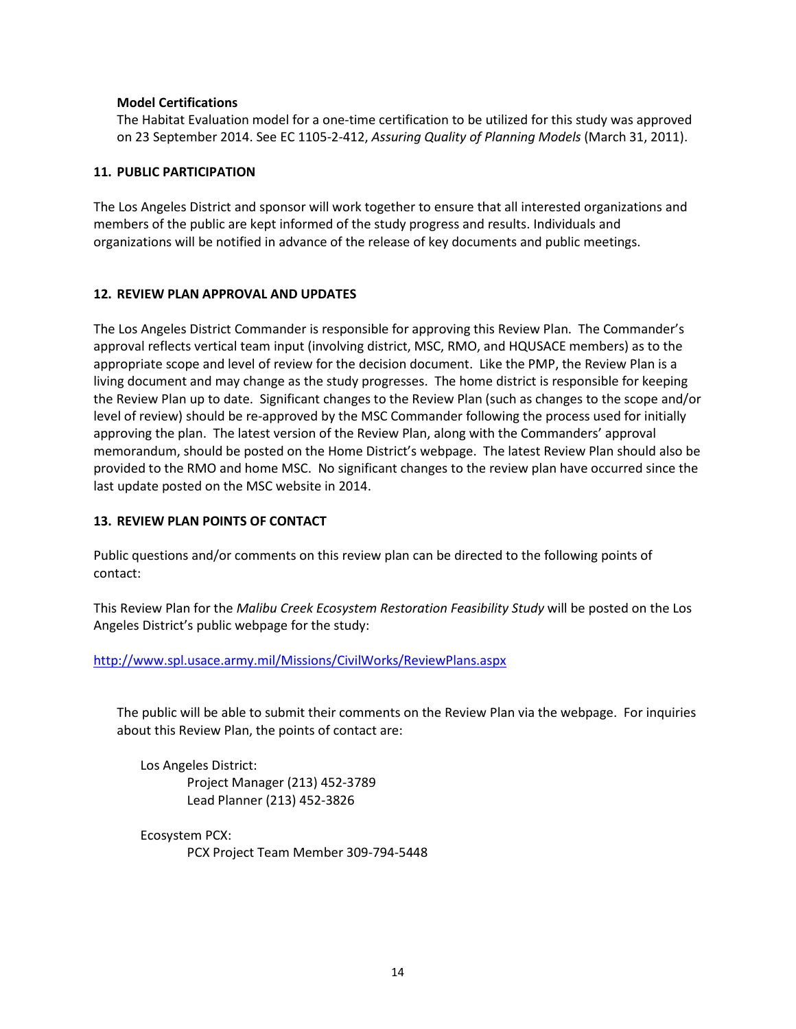**Model Certifications**

The Habitat Evaluation model for a one-time certification to be utilized for this study was approved on 23 September 2014. See EC 1105-2-412, *Assuring Quality of Planning Models* (March 31, 2011).

## 11. PUBLIC PARTICIPATION

The Los Angeles District and sponsor will work together to ensure that all interested organizations and members of the public are kept informed of the study progress and results. Individuals and organizations will be notified in advance of the release of key documents and public meetings.

## 12. REVIEW PLAN APPROVAL AND UPDATES

The Los Angeles District Commander is responsible for approving this Review Plan. The Commander's approval reflects vertical team input (involving district, MSC, RMO, and HQUSACE members) as to the appropriate scope and level of review for the decision document. Like the PMP, the Review Plan is a living document and may change as the study progresses. The home district is responsible for keeping the Review Plan up to date. Significant changes to the Review Plan (such as changes to the scope and/or level of review) should be re-approved by the MSC Commander following the process used for initially approving the plan. The latest version of the Review Plan, along with the Commanders' approval memorandum, should be posted on the Home District's webpage. The latest Review Plan should also be provided to the RMO and home MSC. No significant changes to the review plan have occurred since the last update posted on the MSC website in 2014.

## 13. REVIEW PLAN POINTS OF CONTACT

Public questions and/or comments on this review plan can be directed to the following points of contact:

This Review Plan for the *Malibu Creek Ecosystem Restoration Feasibility Study* will be posted on the Los Angeles District's public webpage for the study:

http://www.spl.usace.army.mil/Missions/CivilWorks/ReviewPlans.aspx

The public will be able to submit their comments on the Review Plan via the webpage. For inquiries about this Review Plan, the points of contact are:

Los Angeles District:
Project Manager (213) 452-3789
Lead Planner (213) 452-3826

Ecosystem PCX:
PCX Project Team Member 309-794-5448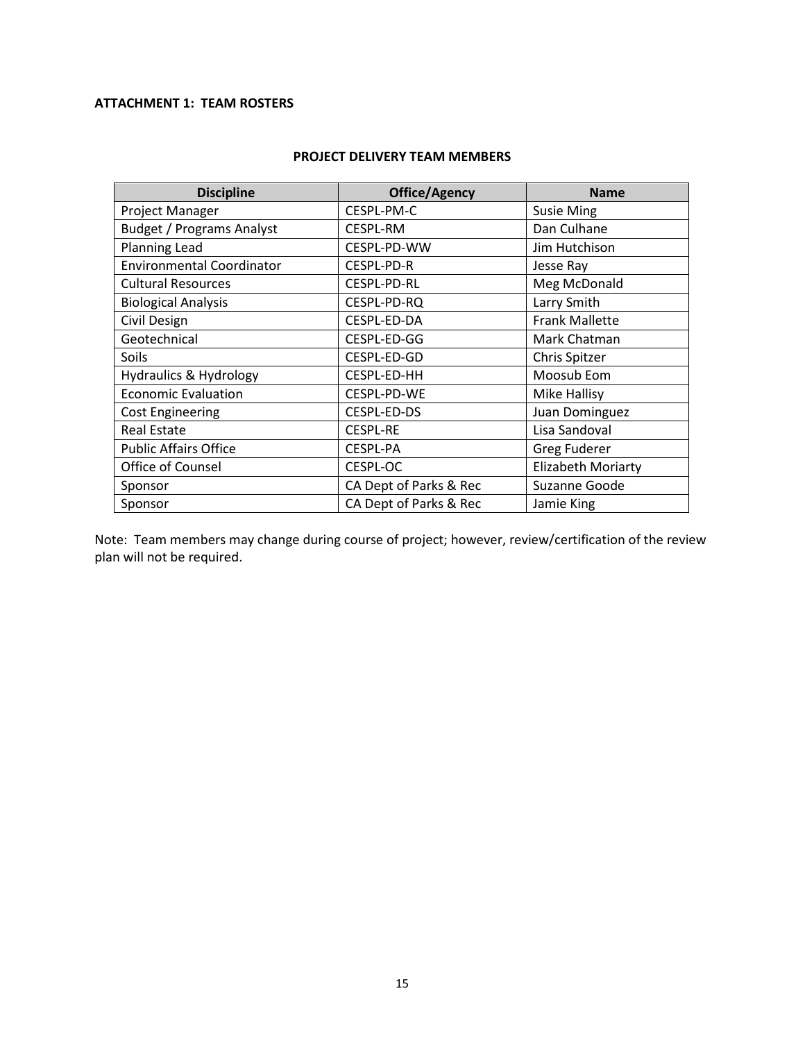**ATTACHMENT 1: TEAM ROSTERS**

**PROJECT DELIVERY TEAM MEMBERS**

| Discipline | Office/Agency | Name |
|---|---|---|
| Project Manager | CESPL-PM-C | Susie Ming |
| Budget / Programs Analyst | CESPL-RM | Dan Culhane |
| Planning Lead | CESPL-PD-WW | Jim Hutchison |
| Environmental Coordinator | CESPL-PD-R | Jesse Ray |
| Cultural Resources | CESPL-PD-RL | Meg McDonald |
| Biological Analysis | CESPL-PD-RQ | Larry Smith |
| Civil Design | CESPL-ED-DA | Frank Mallette |
| Geotechnical | CESPL-ED-GG | Mark Chatman |
| Soils | CESPL-ED-GD | Chris Spitzer |
| Hydraulics & Hydrology | CESPL-ED-HH | Moosub Eom |
| Economic Evaluation | CESPL-PD-WE | Mike Hallisy |
| Cost Engineering | CESPL-ED-DS | Juan Dominguez |
| Real Estate | CESPL-RE | Lisa Sandoval |
| Public Affairs Office | CESPL-PA | Greg Fuderer |
| Office of Counsel | CESPL-OC | Elizabeth Moriarty |
| Sponsor | CA Dept of Parks & Rec | Suzanne Goode |
| Sponsor | CA Dept of Parks & Rec | Jamie King |

Note: Team members may change during course of project; however, review/certification of the review plan will not be required.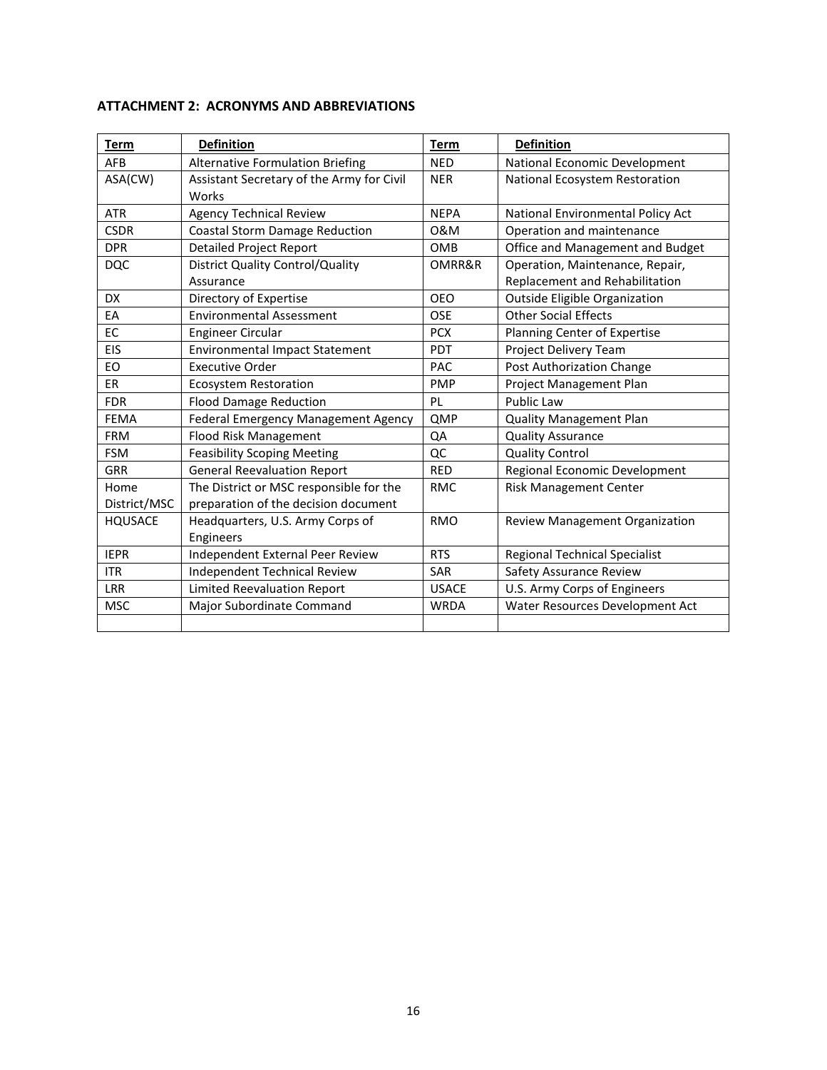**ATTACHMENT 2: ACRONYMS AND ABBREVIATIONS**

| Term | Definition | Term | Definition |
|---|---|---|---|
| AFB | Alternative Formulation Briefing | NED | National Economic Development |
| ASA(CW) | Assistant Secretary of the Army for Civil Works | NER | National Ecosystem Restoration |
| ATR | Agency Technical Review | NEPA | National Environmental Policy Act |
| CSDR | Coastal Storm Damage Reduction | O&M | Operation and maintenance |
| DPR | Detailed Project Report | OMB | Office and Management and Budget |
| DQC | District Quality Control/Quality Assurance | OMRR&R | Operation, Maintenance, Repair, Replacement and Rehabilitation |
| DX | Directory of Expertise | OEO | Outside Eligible Organization |
| EA | Environmental Assessment | OSE | Other Social Effects |
| EC | Engineer Circular | PCX | Planning Center of Expertise |
| EIS | Environmental Impact Statement | PDT | Project Delivery Team |
| EO | Executive Order | PAC | Post Authorization Change |
| ER | Ecosystem Restoration | PMP | Project Management Plan |
| FDR | Flood Damage Reduction | PL | Public Law |
| FEMA | Federal Emergency Management Agency | QMP | Quality Management Plan |
| FRM | Flood Risk Management | QA | Quality Assurance |
| FSM | Feasibility Scoping Meeting | QC | Quality Control |
| GRR | General Reevaluation Report | RED | Regional Economic Development |
| Home District/MSC | The District or MSC responsible for the preparation of the decision document | RMC | Risk Management Center |
| HQUSACE | Headquarters, U.S. Army Corps of Engineers | RMO | Review Management Organization |
| IEPR | Independent External Peer Review | RTS | Regional Technical Specialist |
| ITR | Independent Technical Review | SAR | Safety Assurance Review |
| LRR | Limited Reevaluation Report | USACE | U.S. Army Corps of Engineers |
| MSC | Major Subordinate Command | WRDA | Water Resources Development Act |
| | | | |